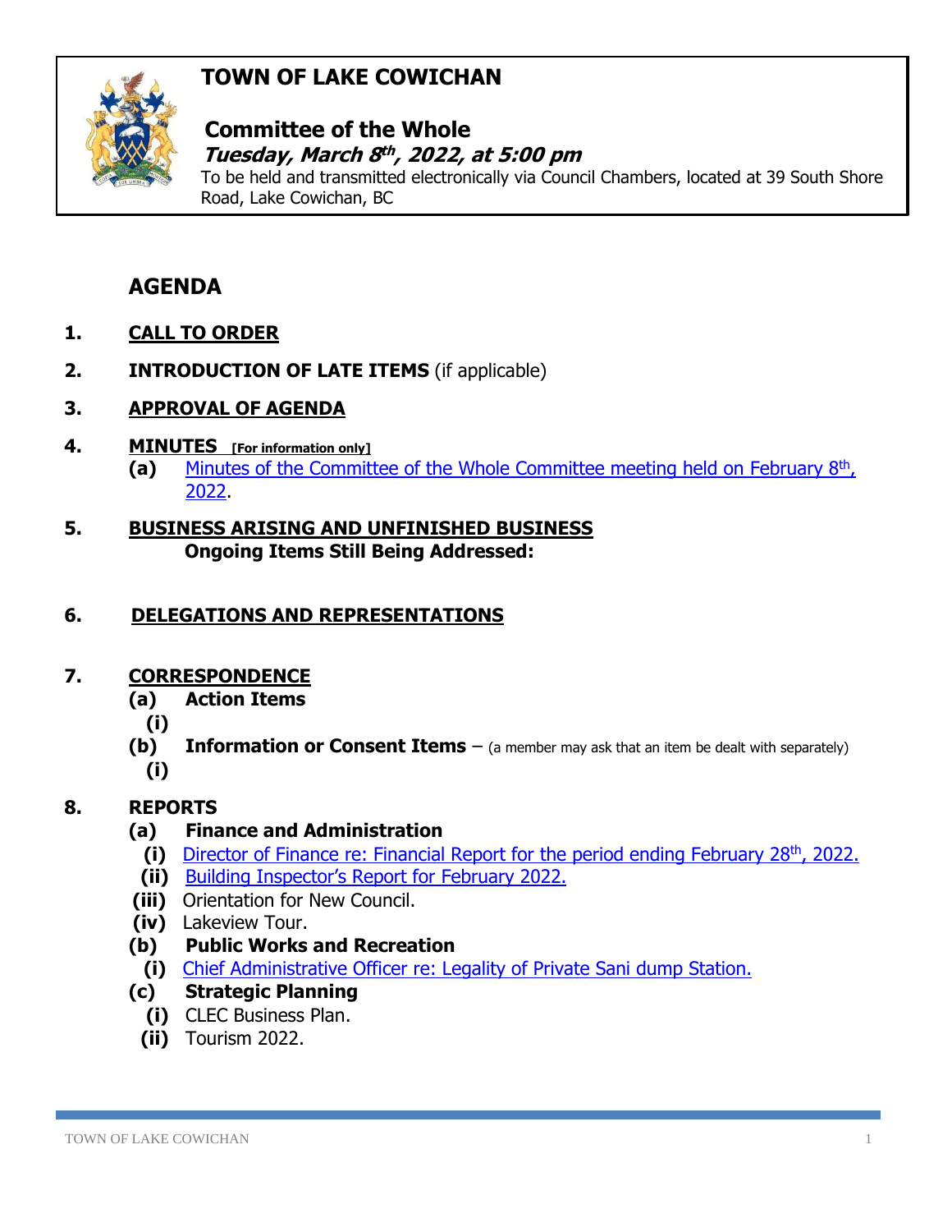# TOWN OF LAKE COWICHAN

## Committee of the Whole

***Tuesday, March 8th, 2022, at 5:00 pm***

To be held and transmitted electronically via Council Chambers, located at 39 South Shore Road, Lake Cowichan, BC

## AGENDA

1. **CALL TO ORDER**
2. **INTRODUCTION OF LATE ITEMS** (if applicable)
3. **APPROVAL OF AGENDA**
4. **MINUTES** **[For information only]**
   - **(a)** Minutes of the Committee of the Whole Committee meeting held on February 8th, 2022.
5. **BUSINESS ARISING AND UNFINISHED BUSINESS**
   **Ongoing Items Still Being Addressed:**
6. **DELEGATIONS AND REPRESENTATIONS**
7. **CORRESPONDENCE**
   - **(a) Action Items**
     - **(i)**
   - **(b) Information or Consent Items** – (a member may ask that an item be dealt with separately)
     - **(i)**
8. **REPORTS**
   - **(a) Finance and Administration**
     - **(i)** Director of Finance re: Financial Report for the period ending February 28th, 2022.
     - **(ii)** Building Inspector's Report for February 2022.
     - **(iii)** Orientation for New Council.
     - **(iv)** Lakeview Tour.
   - **(b) Public Works and Recreation**
     - **(i)** Chief Administrative Officer re: Legality of Private Sani dump Station.
   - **(c) Strategic Planning**
     - **(i)** CLEC Business Plan.
     - **(ii)** Tourism 2022.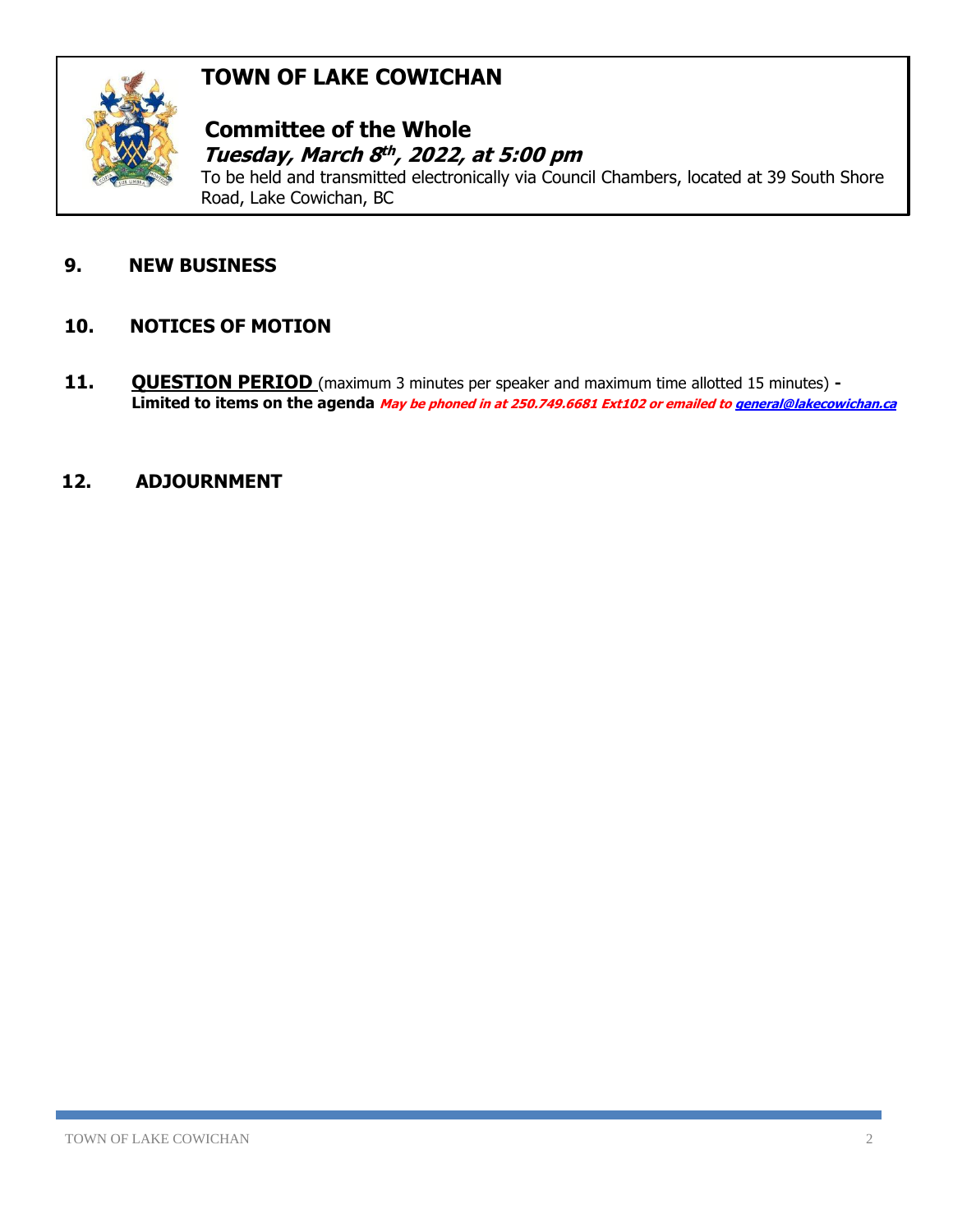# TOWN OF LAKE COWICHAN

## Committee of the Whole

***Tuesday, March 8th, 2022, at 5:00 pm***

To be held and transmitted electronically via Council Chambers, located at 39 South Shore Road, Lake Cowichan, BC

**9. NEW BUSINESS**

**10. NOTICES OF MOTION**

**11. QUESTION PERIOD** (maximum 3 minutes per speaker and maximum time allotted 15 minutes) **- Limited to items on the agenda** ***May be phoned in at 250.749.6681 Ext102 or emailed to general@lakecowichan.ca***

**12. ADJOURNMENT**